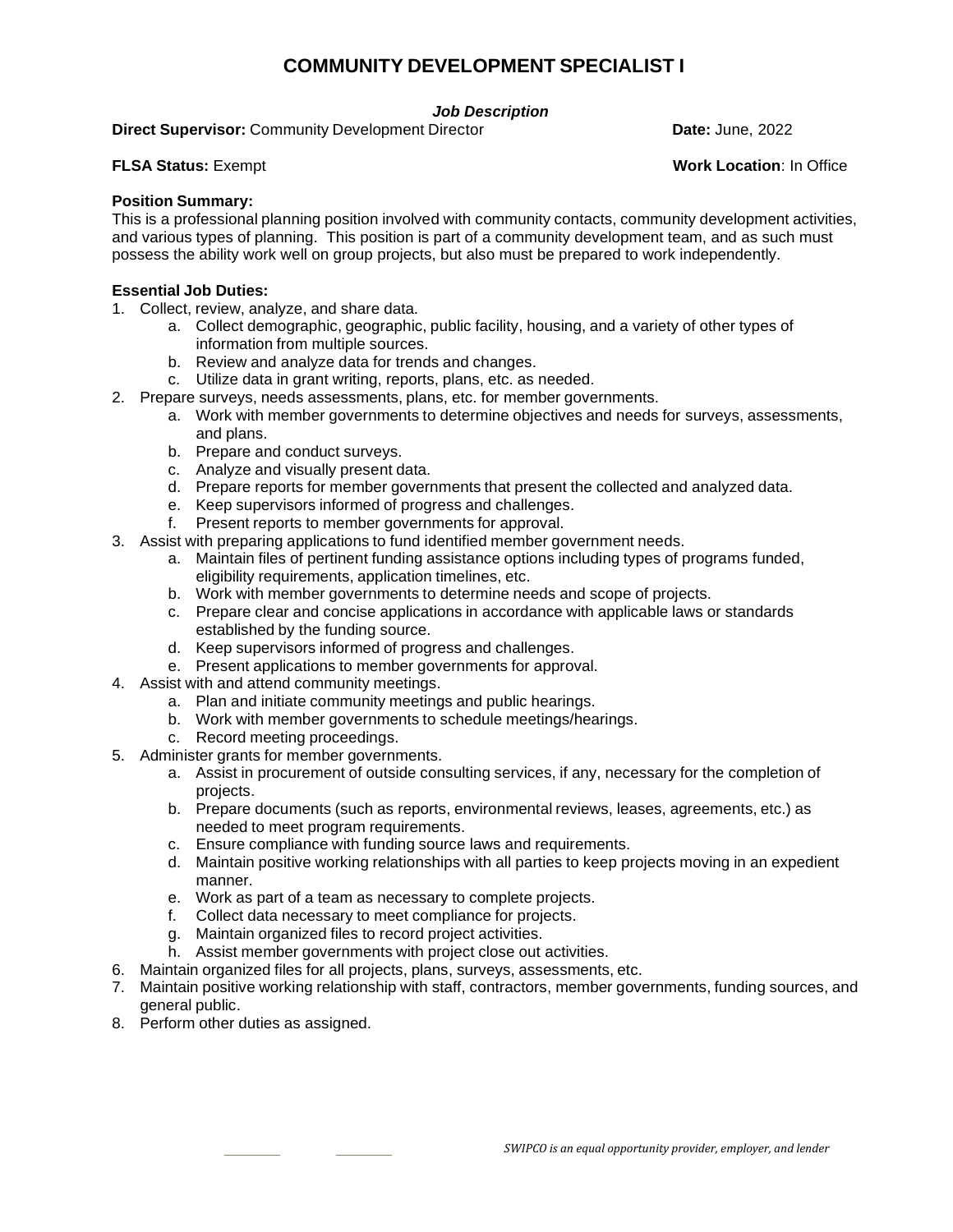# COMMUNITY DEVELOPMENT SPECIALIST I

***Job Description***

**Direct Supervisor:** Community Development Director **Date:** June, 2022

**FLSA Status:** Exempt **Work Location**: In Office

**Position Summary:**
This is a professional planning position involved with community contacts, community development activities, and various types of planning. This position is part of a community development team, and as such must possess the ability work well on group projects, but also must be prepared to work independently.

**Essential Job Duties:**

1. Collect, review, analyze, and share data.
   a. Collect demographic, geographic, public facility, housing, and a variety of other types of information from multiple sources.
   b. Review and analyze data for trends and changes.
   c. Utilize data in grant writing, reports, plans, etc. as needed.
2. Prepare surveys, needs assessments, plans, etc. for member governments.
   a. Work with member governments to determine objectives and needs for surveys, assessments, and plans.
   b. Prepare and conduct surveys.
   c. Analyze and visually present data.
   d. Prepare reports for member governments that present the collected and analyzed data.
   e. Keep supervisors informed of progress and challenges.
   f. Present reports to member governments for approval.
3. Assist with preparing applications to fund identified member government needs.
   a. Maintain files of pertinent funding assistance options including types of programs funded, eligibility requirements, application timelines, etc.
   b. Work with member governments to determine needs and scope of projects.
   c. Prepare clear and concise applications in accordance with applicable laws or standards established by the funding source.
   d. Keep supervisors informed of progress and challenges.
   e. Present applications to member governments for approval.
4. Assist with and attend community meetings.
   a. Plan and initiate community meetings and public hearings.
   b. Work with member governments to schedule meetings/hearings.
   c. Record meeting proceedings.
5. Administer grants for member governments.
   a. Assist in procurement of outside consulting services, if any, necessary for the completion of projects.
   b. Prepare documents (such as reports, environmental reviews, leases, agreements, etc.) as needed to meet program requirements.
   c. Ensure compliance with funding source laws and requirements.
   d. Maintain positive working relationships with all parties to keep projects moving in an expedient manner.
   e. Work as part of a team as necessary to complete projects.
   f. Collect data necessary to meet compliance for projects.
   g. Maintain organized files to record project activities.
   h. Assist member governments with project close out activities.
6. Maintain organized files for all projects, plans, surveys, assessments, etc.
7. Maintain positive working relationship with staff, contractors, member governments, funding sources, and general public.
8. Perform other duties as assigned.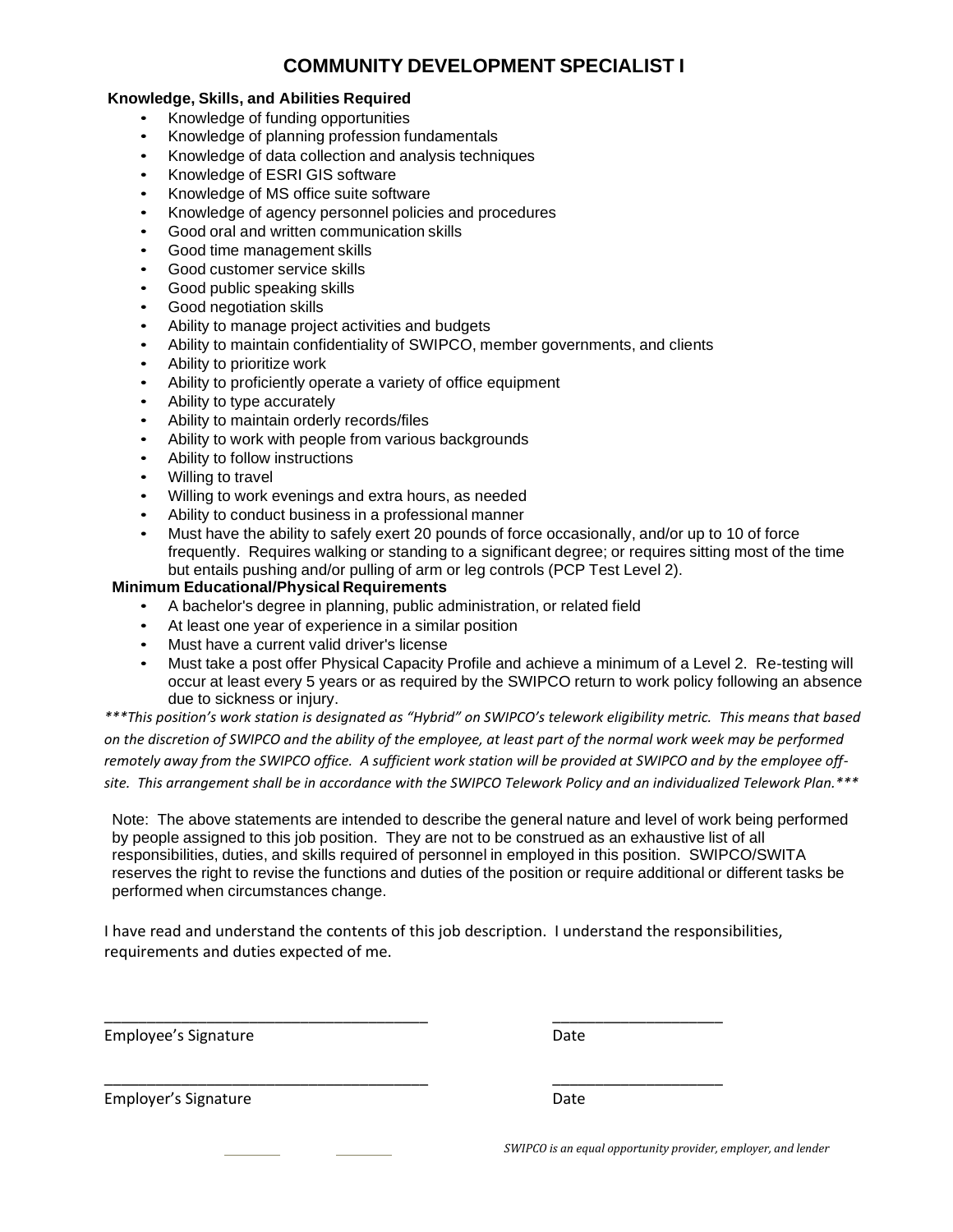# COMMUNITY DEVELOPMENT SPECIALIST I

**Knowledge, Skills, and Abilities Required**

- Knowledge of funding opportunities
- Knowledge of planning profession fundamentals
- Knowledge of data collection and analysis techniques
- Knowledge of ESRI GIS software
- Knowledge of MS office suite software
- Knowledge of agency personnel policies and procedures
- Good oral and written communication skills
- Good time management skills
- Good customer service skills
- Good public speaking skills
- Good negotiation skills
- Ability to manage project activities and budgets
- Ability to maintain confidentiality of SWIPCO, member governments, and clients
- Ability to prioritize work
- Ability to proficiently operate a variety of office equipment
- Ability to type accurately
- Ability to maintain orderly records/files
- Ability to work with people from various backgrounds
- Ability to follow instructions
- Willing to travel
- Willing to work evenings and extra hours, as needed
- Ability to conduct business in a professional manner
- Must have the ability to safely exert 20 pounds of force occasionally, and/or up to 10 of force frequently. Requires walking or standing to a significant degree; or requires sitting most of the time but entails pushing and/or pulling of arm or leg controls (PCP Test Level 2).

**Minimum Educational/Physical Requirements**

- A bachelor's degree in planning, public administration, or related field
- At least one year of experience in a similar position
- Must have a current valid driver's license
- Must take a post offer Physical Capacity Profile and achieve a minimum of a Level 2. Re-testing will occur at least every 5 years or as required by the SWIPCO return to work policy following an absence due to sickness or injury.

****This position's work station is designated as "Hybrid" on SWIPCO's telework eligibility metric. This means that based on the discretion of SWIPCO and the ability of the employee, at least part of the normal work week may be performed remotely away from the SWIPCO office. A sufficient work station will be provided at SWIPCO and by the employee off-site. This arrangement shall be in accordance with the SWIPCO Telework Policy and an individualized Telework Plan.****

Note: The above statements are intended to describe the general nature and level of work being performed by people assigned to this job position. They are not to be construed as an exhaustive list of all responsibilities, duties, and skills required of personnel in employed in this position. SWIPCO/SWITA reserves the right to revise the functions and duties of the position or require additional or different tasks be performed when circumstances change.

I have read and understand the contents of this job description. I understand the responsibilities, requirements and duties expected of me.

\_\_\_\_\_\_\_\_\_\_\_\_\_\_\_\_\_\_\_\_\_\_\_\_\_\_\_\_\_\_\_\_\_\_\_\_\_\_ \_\_\_\_\_\_\_\_\_\_\_\_\_\_\_\_\_\_\_\_

Employee's Signature Date

\_\_\_\_\_\_\_\_\_\_\_\_\_\_\_\_\_\_\_\_\_\_\_\_\_\_\_\_\_\_\_\_\_\_\_\_\_\_ \_\_\_\_\_\_\_\_\_\_\_\_\_\_\_\_\_\_\_\_

Employer's Signature Date

*SWIPCO is an equal opportunity provider, employer, and lender*